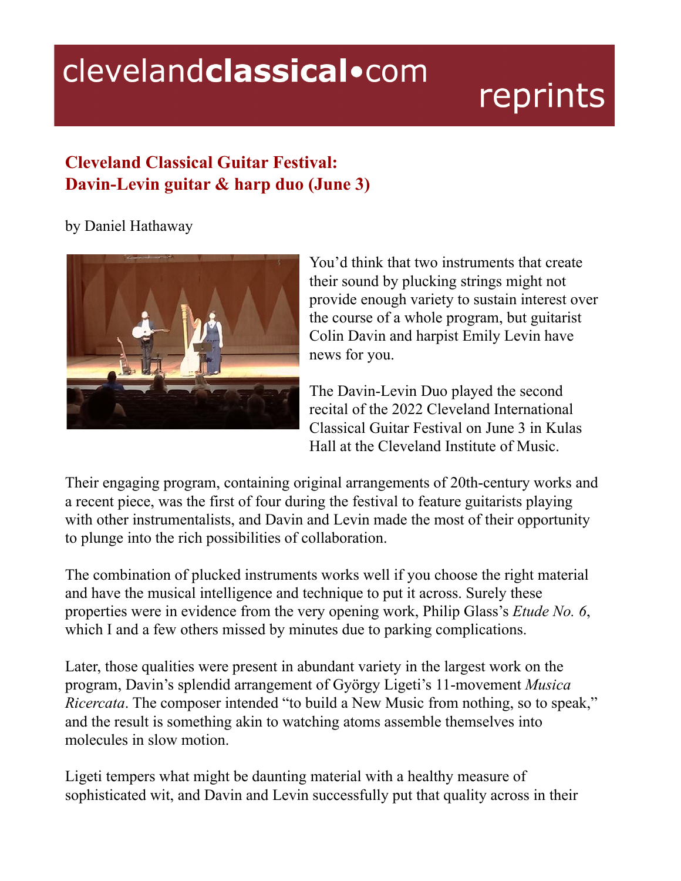clevelandclassical•com reprints

# Cleveland Classical Guitar Festival: Davin-Levin guitar & harp duo (June 3)

by Daniel Hathaway

You'd think that two instruments that create their sound by plucking strings might not provide enough variety to sustain interest over the course of a whole program, but guitarist Colin Davin and harpist Emily Levin have news for you.

The Davin-Levin Duo played the second recital of the 2022 Cleveland International Classical Guitar Festival on June 3 in Kulas Hall at the Cleveland Institute of Music.

Their engaging program, containing original arrangements of 20th-century works and a recent piece, was the first of four during the festival to feature guitarists playing with other instrumentalists, and Davin and Levin made the most of their opportunity to plunge into the rich possibilities of collaboration.

The combination of plucked instruments works well if you choose the right material and have the musical intelligence and technique to put it across. Surely these properties were in evidence from the very opening work, Philip Glass's *Etude No. 6*, which I and a few others missed by minutes due to parking complications.

Later, those qualities were present in abundant variety in the largest work on the program, Davin's splendid arrangement of György Ligeti's 11-movement *Musica Ricercata*. The composer intended "to build a New Music from nothing, so to speak," and the result is something akin to watching atoms assemble themselves into molecules in slow motion.

Ligeti tempers what might be daunting material with a healthy measure of sophisticated wit, and Davin and Levin successfully put that quality across in their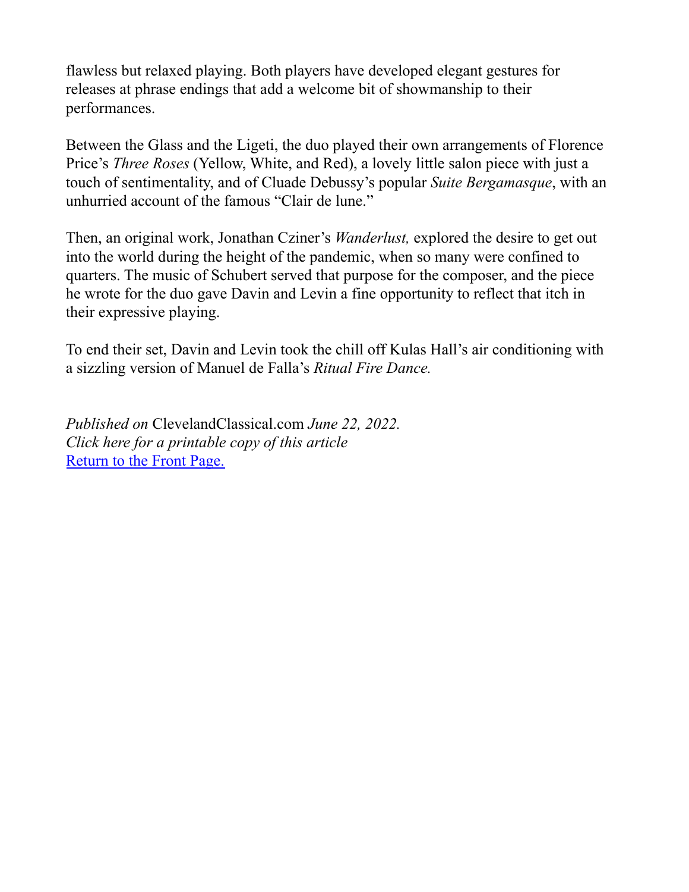flawless but relaxed playing. Both players have developed elegant gestures for releases at phrase endings that add a welcome bit of showmanship to their performances.

Between the Glass and the Ligeti, the duo played their own arrangements of Florence Price's *Three Roses* (Yellow, White, and Red), a lovely little salon piece with just a touch of sentimentality, and of Cluade Debussy's popular *Suite Bergamasque*, with an unhurried account of the famous "Clair de lune."

Then, an original work, Jonathan Cziner's *Wanderlust,* explored the desire to get out into the world during the height of the pandemic, when so many were confined to quarters. The music of Schubert served that purpose for the composer, and the piece he wrote for the duo gave Davin and Levin a fine opportunity to reflect that itch in their expressive playing.

To end their set, Davin and Levin took the chill off Kulas Hall's air conditioning with a sizzling version of Manuel de Falla's *Ritual Fire Dance.*

*Published on* ClevelandClassical.com *June 22, 2022.*
*Click here for a printable copy of this article*
[Return to the Front Page.]